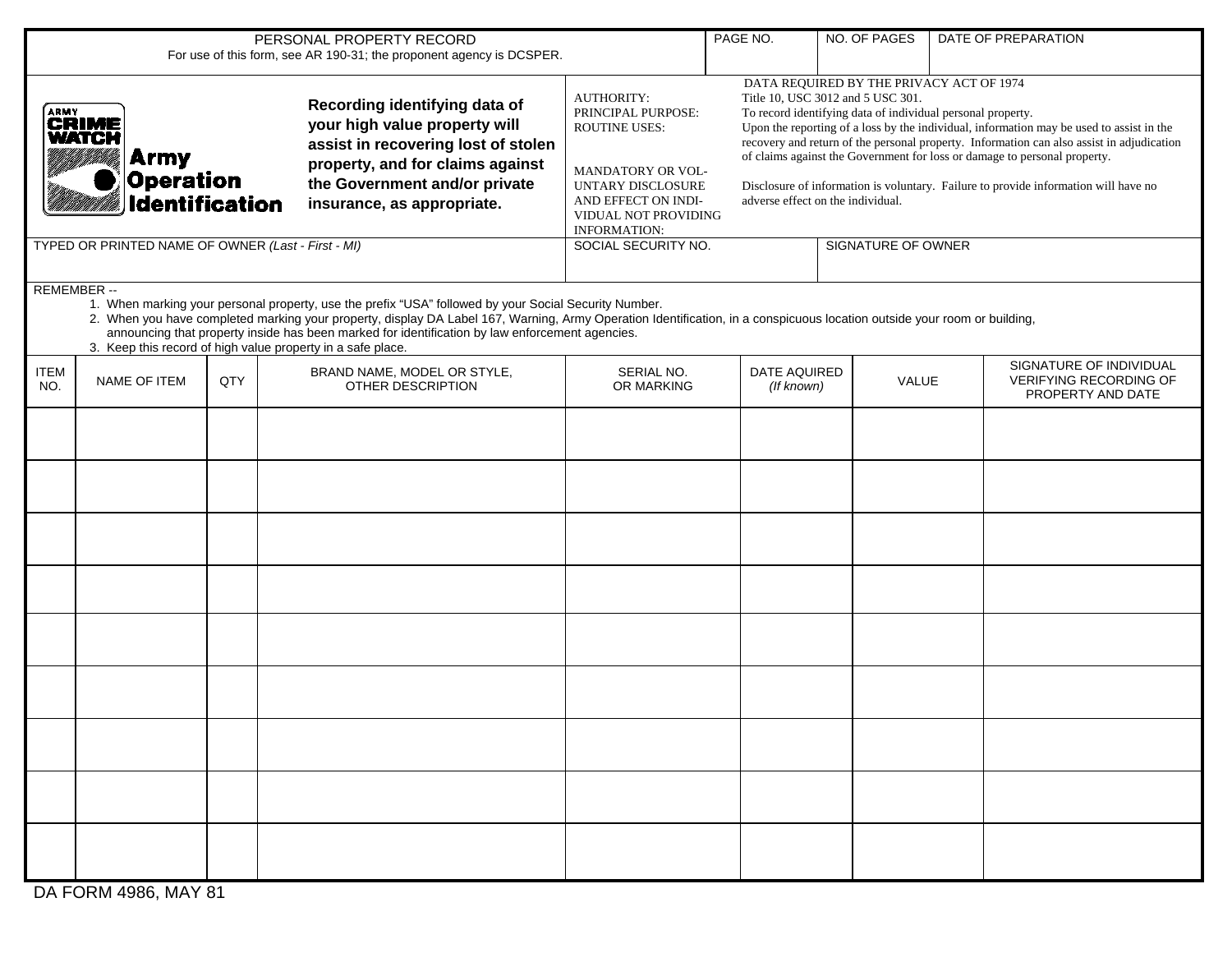# PERSONAL PROPERTY RECORD

For use of this form, see AR 190-31; the proponent agency is DCSPER.

| PAGE NO. | NO. OF PAGES | DATE OF PREPARATION |
| --- | --- | --- |
| | | |

ARMY CRIME WATCH **Army Operation Identification**

**Recording identifying data of your high value property will assist in recovering lost of stolen property, and for claims against the Government and/or private insurance, as appropriate.**

DATA REQUIRED BY THE PRIVACY ACT OF 1974

AUTHORITY: Title 10, USC 3012 and 5 USC 301.

PRINCIPAL PURPOSE: To record identifying data of individual personal property.

ROUTINE USES: Upon the reporting of a loss by the individual, information may be used to assist in the recovery and return of the personal property. Information can also assist in adjudication of claims against the Government for loss or damage to personal property.

MANDATORY OR VOLUNTARY DISCLOSURE AND EFFECT ON INDIVIDUAL NOT PROVIDING INFORMATION: Disclosure of information is voluntary. Failure to provide information will have no adverse effect on the individual.

| TYPED OR PRINTED NAME OF OWNER *(Last - First - MI)* | SOCIAL SECURITY NO. | SIGNATURE OF OWNER |
| --- | --- | --- |
| | | |

REMEMBER --

1. When marking your personal property, use the prefix "USA" followed by your Social Security Number.
2. When you have completed marking your property, display DA Label 167, Warning, Army Operation Identification, in a conspicuous location outside your room or building, announcing that property inside has been marked for identification by law enforcement agencies.
3. Keep this record of high value property in a safe place.

| ITEM NO. | NAME OF ITEM | QTY | BRAND NAME, MODEL OR STYLE, OTHER DESCRIPTION | SERIAL NO. OR MARKING | DATE AQUIRED *(If known)* | VALUE | SIGNATURE OF INDIVIDUAL VERIFYING RECORDING OF PROPERTY AND DATE |
| --- | --- | --- | --- | --- | --- | --- | --- |
| | | | | | | | |
| | | | | | | | |
| | | | | | | | |
| | | | | | | | |
| | | | | | | | |
| | | | | | | | |
| | | | | | | | |
| | | | | | | | |
| | | | | | | | |

DA FORM 4986, MAY 81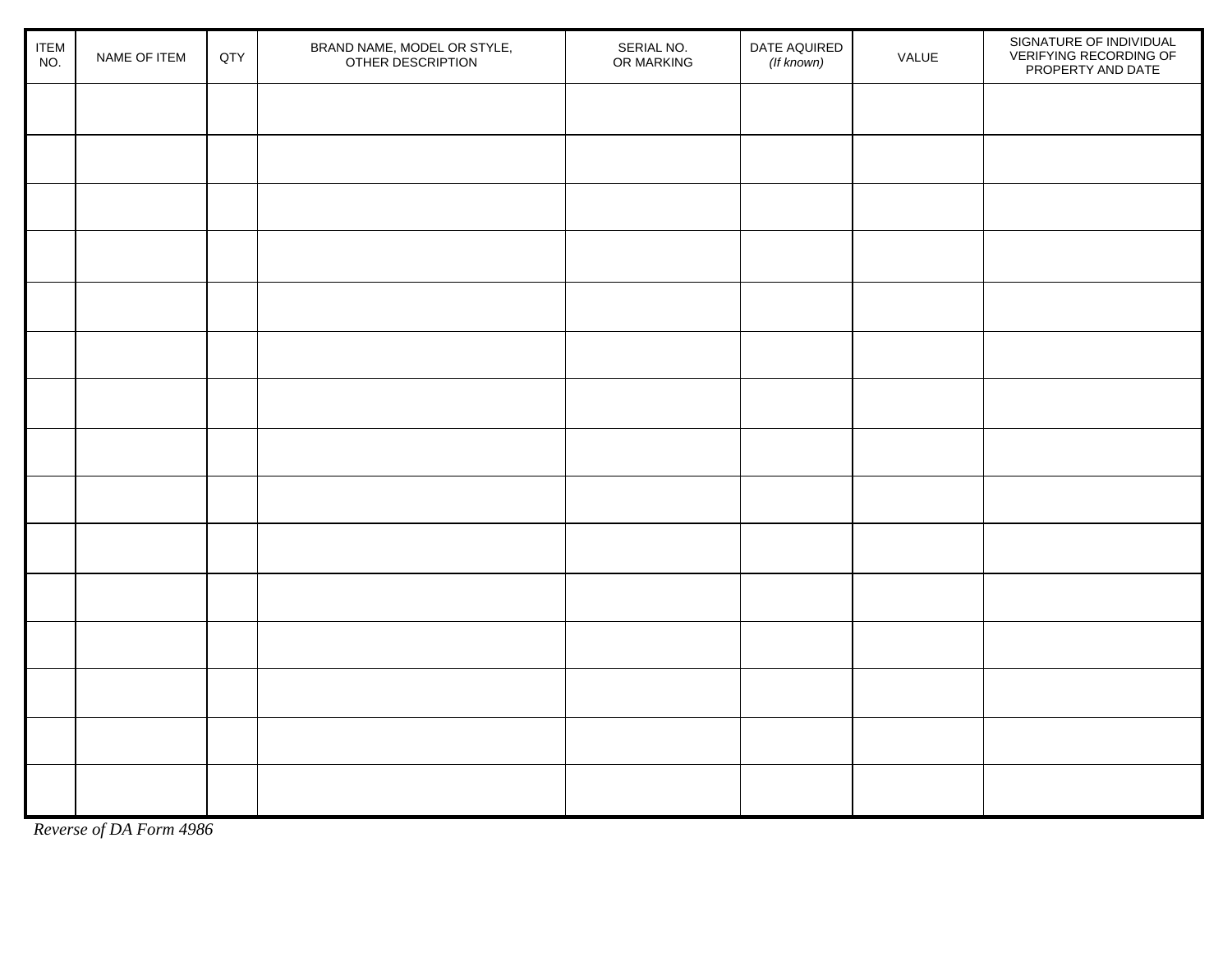| ITEM NO. | NAME OF ITEM | QTY | BRAND NAME, MODEL OR STYLE, OTHER DESCRIPTION | SERIAL NO. OR MARKING | DATE AQUIRED *(If known)* | VALUE | SIGNATURE OF INDIVIDUAL VERIFYING RECORDING OF PROPERTY AND DATE |
|---|---|---|---|---|---|---|---|
| | | | | | | | |
| | | | | | | | |
| | | | | | | | |
| | | | | | | | |
| | | | | | | | |
| | | | | | | | |
| | | | | | | | |
| | | | | | | | |
| | | | | | | | |
| | | | | | | | |
| | | | | | | | |
| | | | | | | | |
| | | | | | | | |
| | | | | | | | |
| | | | | | | | |

*Reverse of DA Form 4986*